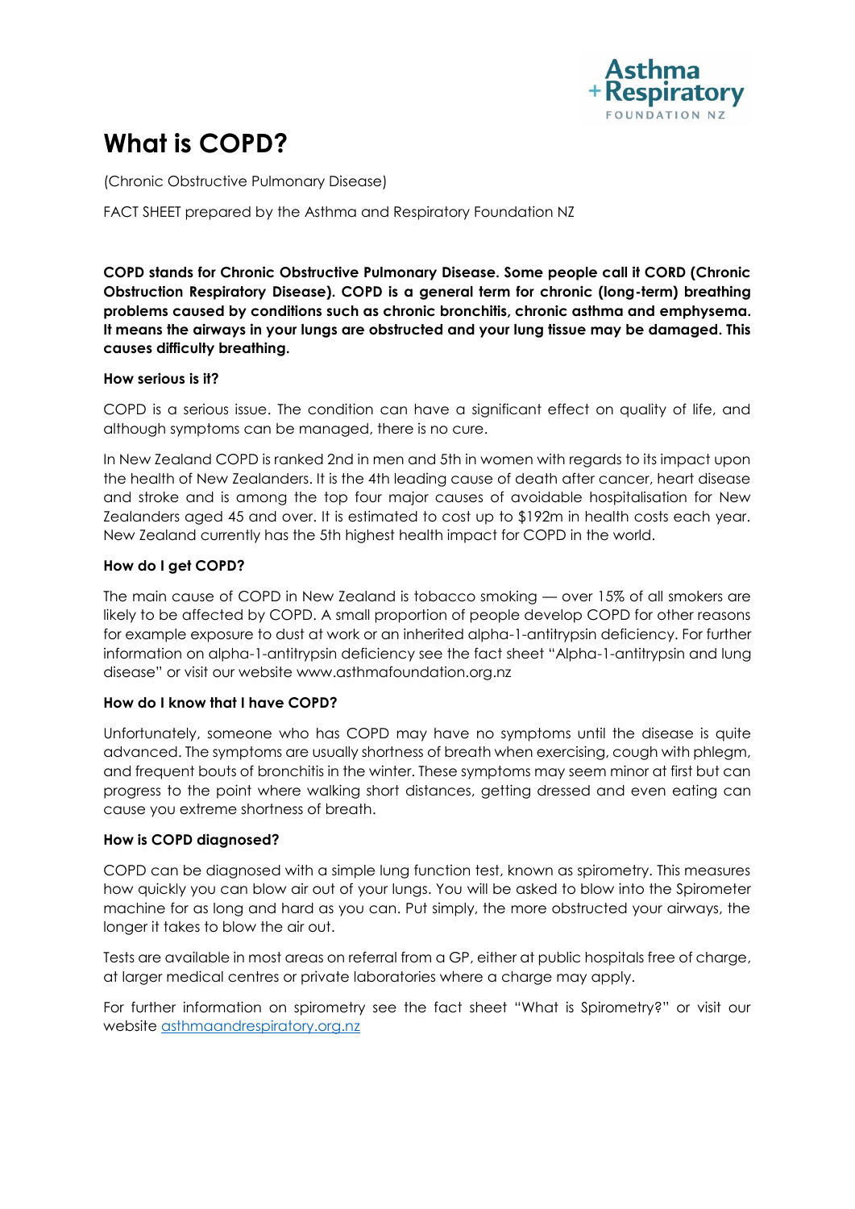# What is COPD?

(Chronic Obstructive Pulmonary Disease)

FACT SHEET prepared by the Asthma and Respiratory Foundation NZ

**COPD stands for Chronic Obstructive Pulmonary Disease. Some people call it CORD (Chronic Obstruction Respiratory Disease). COPD is a general term for chronic (long-term) breathing problems caused by conditions such as chronic bronchitis, chronic asthma and emphysema. It means the airways in your lungs are obstructed and your lung tissue may be damaged. This causes difficulty breathing.**

### How serious is it?

COPD is a serious issue. The condition can have a significant effect on quality of life, and although symptoms can be managed, there is no cure.

In New Zealand COPD is ranked 2nd in men and 5th in women with regards to its impact upon the health of New Zealanders. It is the 4th leading cause of death after cancer, heart disease and stroke and is among the top four major causes of avoidable hospitalisation for New Zealanders aged 45 and over. It is estimated to cost up to $192m in health costs each year. New Zealand currently has the 5th highest health impact for COPD in the world.

### How do I get COPD?

The main cause of COPD in New Zealand is tobacco smoking — over 15% of all smokers are likely to be affected by COPD. A small proportion of people develop COPD for other reasons for example exposure to dust at work or an inherited alpha-1-antitrypsin deficiency. For further information on alpha-1-antitrypsin deficiency see the fact sheet "Alpha-1-antitrypsin and lung disease" or visit our website www.asthmafoundation.org.nz

### How do I know that I have COPD?

Unfortunately, someone who has COPD may have no symptoms until the disease is quite advanced. The symptoms are usually shortness of breath when exercising, cough with phlegm, and frequent bouts of bronchitis in the winter. These symptoms may seem minor at first but can progress to the point where walking short distances, getting dressed and even eating can cause you extreme shortness of breath.

### How is COPD diagnosed?

COPD can be diagnosed with a simple lung function test, known as spirometry. This measures how quickly you can blow air out of your lungs. You will be asked to blow into the Spirometer machine for as long and hard as you can. Put simply, the more obstructed your airways, the longer it takes to blow the air out.

Tests are available in most areas on referral from a GP, either at public hospitals free of charge, at larger medical centres or private laboratories where a charge may apply.

For further information on spirometry see the fact sheet "What is Spirometry?" or visit our website [asthmaandrespiratory.org.nz](asthmaandrespiratory.org.nz)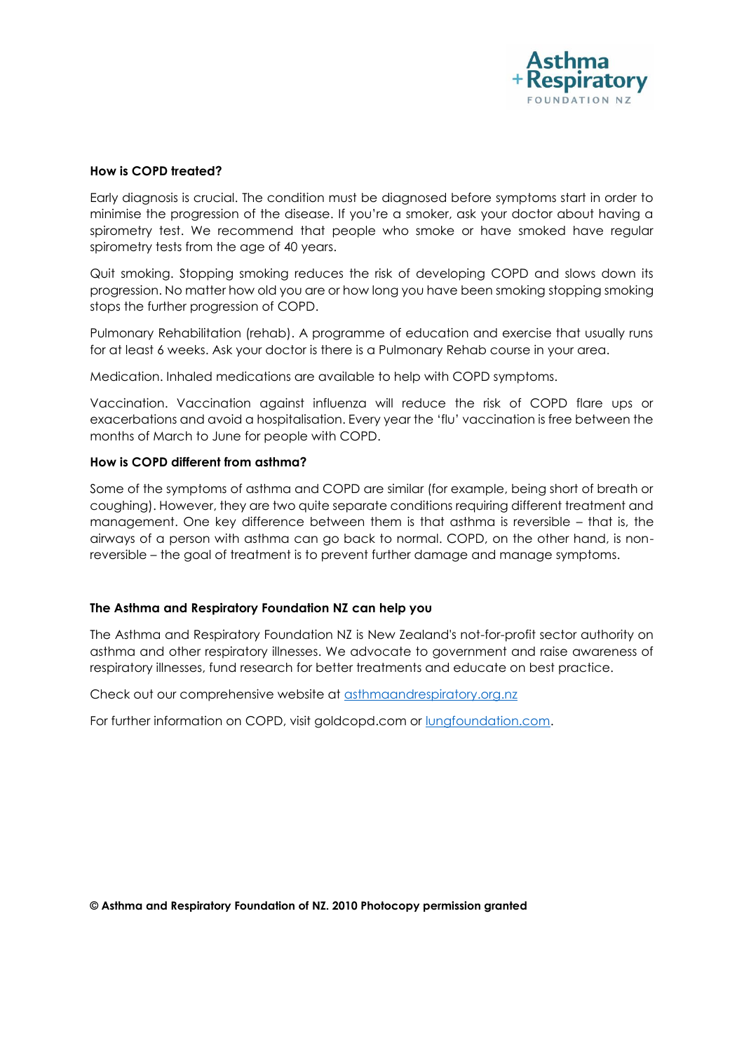**How is COPD treated?**

Early diagnosis is crucial. The condition must be diagnosed before symptoms start in order to minimise the progression of the disease. If you're a smoker, ask your doctor about having a spirometry test. We recommend that people who smoke or have smoked have regular spirometry tests from the age of 40 years.

Quit smoking. Stopping smoking reduces the risk of developing COPD and slows down its progression. No matter how old you are or how long you have been smoking stopping smoking stops the further progression of COPD.

Pulmonary Rehabilitation (rehab). A programme of education and exercise that usually runs for at least 6 weeks. Ask your doctor is there is a Pulmonary Rehab course in your area.

Medication. Inhaled medications are available to help with COPD symptoms.

Vaccination. Vaccination against influenza will reduce the risk of COPD flare ups or exacerbations and avoid a hospitalisation. Every year the 'flu' vaccination is free between the months of March to June for people with COPD.

**How is COPD different from asthma?**

Some of the symptoms of asthma and COPD are similar (for example, being short of breath or coughing). However, they are two quite separate conditions requiring different treatment and management. One key difference between them is that asthma is reversible – that is, the airways of a person with asthma can go back to normal. COPD, on the other hand, is non-reversible – the goal of treatment is to prevent further damage and manage symptoms.

**The Asthma and Respiratory Foundation NZ can help you**

The Asthma and Respiratory Foundation NZ is New Zealand's not-for-profit sector authority on asthma and other respiratory illnesses. We advocate to government and raise awareness of respiratory illnesses, fund research for better treatments and educate on best practice.

Check out our comprehensive website at asthmaandrespiratory.org.nz

For further information on COPD, visit goldcopd.com or lungfoundation.com.

**© Asthma and Respiratory Foundation of NZ. 2010 Photocopy permission granted**